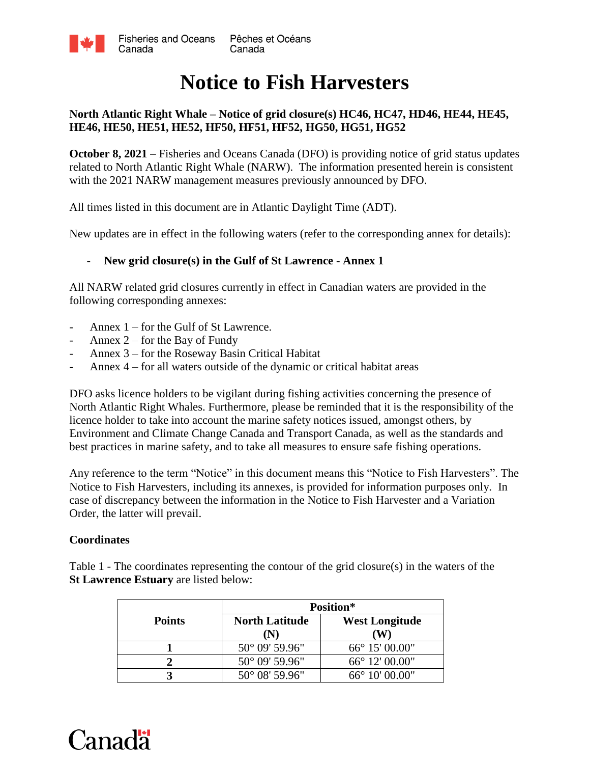# Notice to Fish Harvesters

**North Atlantic Right Whale – Notice of grid closure(s) HC46, HC47, HD46, HE44, HE45, HE46, HE50, HE51, HE52, HF50, HF51, HF52, HG50, HG51, HG52**

**October 8, 2021** – Fisheries and Oceans Canada (DFO) is providing notice of grid status updates related to North Atlantic Right Whale (NARW). The information presented herein is consistent with the 2021 NARW management measures previously announced by DFO.

All times listed in this document are in Atlantic Daylight Time (ADT).

New updates are in effect in the following waters (refer to the corresponding annex for details):

- **New grid closure(s) in the Gulf of St Lawrence - Annex 1**

All NARW related grid closures currently in effect in Canadian waters are provided in the following corresponding annexes:

- Annex 1 – for the Gulf of St Lawrence.
- Annex 2 – for the Bay of Fundy
- Annex 3 – for the Roseway Basin Critical Habitat
- Annex 4 – for all waters outside of the dynamic or critical habitat areas

DFO asks licence holders to be vigilant during fishing activities concerning the presence of North Atlantic Right Whales. Furthermore, please be reminded that it is the responsibility of the licence holder to take into account the marine safety notices issued, amongst others, by Environment and Climate Change Canada and Transport Canada, as well as the standards and best practices in marine safety, and to take all measures to ensure safe fishing operations.

Any reference to the term "Notice" in this document means this "Notice to Fish Harvesters". The Notice to Fish Harvesters, including its annexes, is provided for information purposes only. In case of discrepancy between the information in the Notice to Fish Harvester and a Variation Order, the latter will prevail.

**Coordinates**

Table 1 - The coordinates representing the contour of the grid closure(s) in the waters of the **St Lawrence Estuary** are listed below:

| Points | Position* | |
|---|---|---|
| | North Latitude (N) | West Longitude (W) |
| 1 | 50° 09' 59.96" | 66° 15' 00.00" |
| 2 | 50° 09' 59.96" | 66° 12' 00.00" |
| 3 | 50° 08' 59.96" | 66° 10' 00.00" |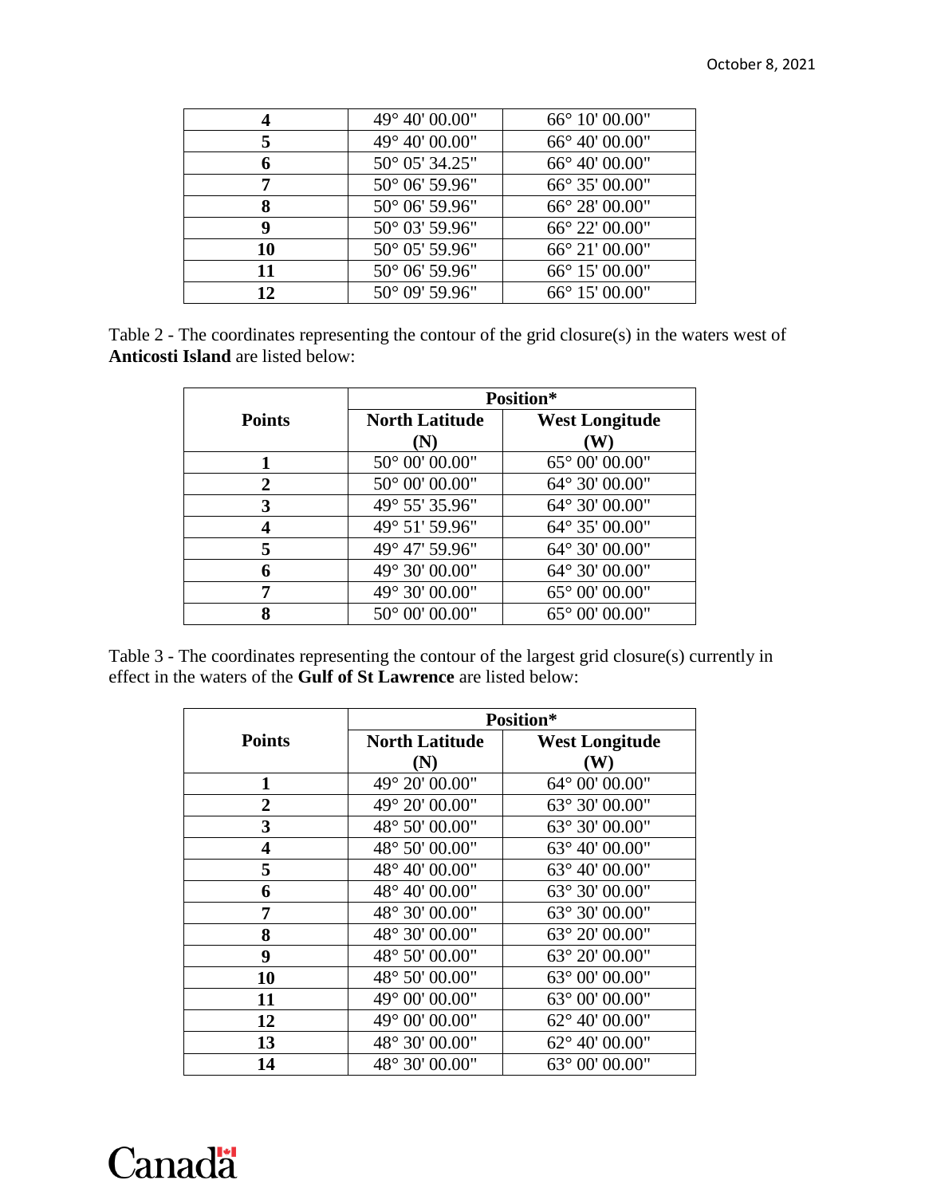| | | |
|---|---|---|
| 4 | 49° 40' 00.00" | 66° 10' 00.00" |
| 5 | 49° 40' 00.00" | 66° 40' 00.00" |
| 6 | 50° 05' 34.25" | 66° 40' 00.00" |
| 7 | 50° 06' 59.96" | 66° 35' 00.00" |
| 8 | 50° 06' 59.96" | 66° 28' 00.00" |
| 9 | 50° 03' 59.96" | 66° 22' 00.00" |
| 10 | 50° 05' 59.96" | 66° 21' 00.00" |
| 11 | 50° 06' 59.96" | 66° 15' 00.00" |
| 12 | 50° 09' 59.96" | 66° 15' 00.00" |

Table 2 - The coordinates representing the contour of the grid closure(s) in the waters west of **Anticosti Island** are listed below:

| Points | Position* | |
|---|---|---|
| | **North Latitude (N)** | **West Longitude (W)** |
| 1 | 50° 00' 00.00" | 65° 00' 00.00" |
| 2 | 50° 00' 00.00" | 64° 30' 00.00" |
| 3 | 49° 55' 35.96" | 64° 30' 00.00" |
| 4 | 49° 51' 59.96" | 64° 35' 00.00" |
| 5 | 49° 47' 59.96" | 64° 30' 00.00" |
| 6 | 49° 30' 00.00" | 64° 30' 00.00" |
| 7 | 49° 30' 00.00" | 65° 00' 00.00" |
| 8 | 50° 00' 00.00" | 65° 00' 00.00" |

Table 3 - The coordinates representing the contour of the largest grid closure(s) currently in effect in the waters of the **Gulf of St Lawrence** are listed below:

| Points | Position* | |
|---|---|---|
| | **North Latitude (N)** | **West Longitude (W)** |
| 1 | 49° 20' 00.00" | 64° 00' 00.00" |
| 2 | 49° 20' 00.00" | 63° 30' 00.00" |
| 3 | 48° 50' 00.00" | 63° 30' 00.00" |
| 4 | 48° 50' 00.00" | 63° 40' 00.00" |
| 5 | 48° 40' 00.00" | 63° 40' 00.00" |
| 6 | 48° 40' 00.00" | 63° 30' 00.00" |
| 7 | 48° 30' 00.00" | 63° 30' 00.00" |
| 8 | 48° 30' 00.00" | 63° 20' 00.00" |
| 9 | 48° 50' 00.00" | 63° 20' 00.00" |
| 10 | 48° 50' 00.00" | 63° 00' 00.00" |
| 11 | 49° 00' 00.00" | 63° 00' 00.00" |
| 12 | 49° 00' 00.00" | 62° 40' 00.00" |
| 13 | 48° 30' 00.00" | 62° 40' 00.00" |
| 14 | 48° 30' 00.00" | 63° 00' 00.00" |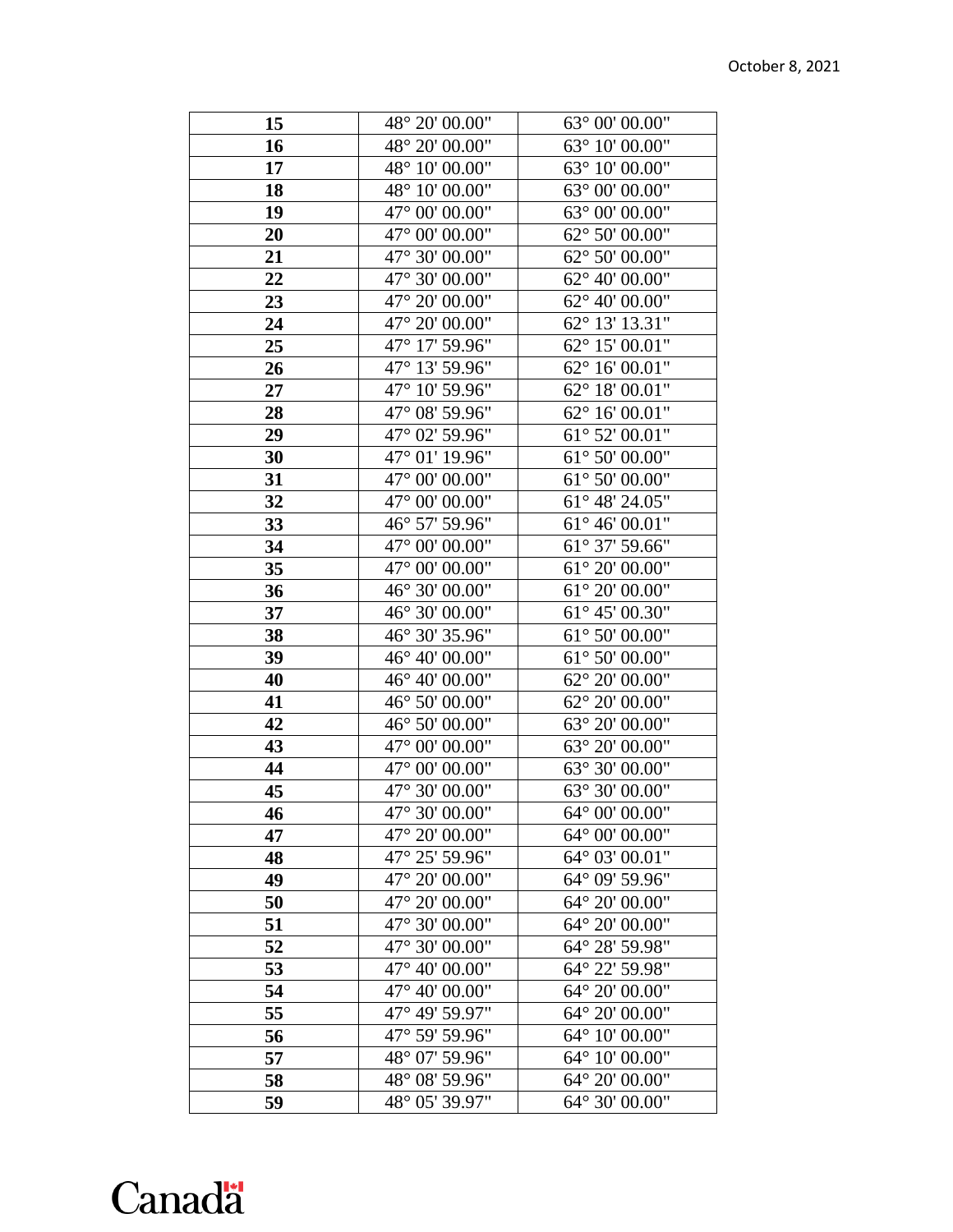| 15 | 48° 20' 00.00" | 63° 00' 00.00" |
|---|---|---|
| 16 | 48° 20' 00.00" | 63° 10' 00.00" |
| 17 | 48° 10' 00.00" | 63° 10' 00.00" |
| 18 | 48° 10' 00.00" | 63° 00' 00.00" |
| 19 | 47° 00' 00.00" | 63° 00' 00.00" |
| 20 | 47° 00' 00.00" | 62° 50' 00.00" |
| 21 | 47° 30' 00.00" | 62° 50' 00.00" |
| 22 | 47° 30' 00.00" | 62° 40' 00.00" |
| 23 | 47° 20' 00.00" | 62° 40' 00.00" |
| 24 | 47° 20' 00.00" | 62° 13' 13.31" |
| 25 | 47° 17' 59.96" | 62° 15' 00.01" |
| 26 | 47° 13' 59.96" | 62° 16' 00.01" |
| 27 | 47° 10' 59.96" | 62° 18' 00.01" |
| 28 | 47° 08' 59.96" | 62° 16' 00.01" |
| 29 | 47° 02' 59.96" | 61° 52' 00.01" |
| 30 | 47° 01' 19.96" | 61° 50' 00.00" |
| 31 | 47° 00' 00.00" | 61° 50' 00.00" |
| 32 | 47° 00' 00.00" | 61° 48' 24.05" |
| 33 | 46° 57' 59.96" | 61° 46' 00.01" |
| 34 | 47° 00' 00.00" | 61° 37' 59.66" |
| 35 | 47° 00' 00.00" | 61° 20' 00.00" |
| 36 | 46° 30' 00.00" | 61° 20' 00.00" |
| 37 | 46° 30' 00.00" | 61° 45' 00.30" |
| 38 | 46° 30' 35.96" | 61° 50' 00.00" |
| 39 | 46° 40' 00.00" | 61° 50' 00.00" |
| 40 | 46° 40' 00.00" | 62° 20' 00.00" |
| 41 | 46° 50' 00.00" | 62° 20' 00.00" |
| 42 | 46° 50' 00.00" | 63° 20' 00.00" |
| 43 | 47° 00' 00.00" | 63° 20' 00.00" |
| 44 | 47° 00' 00.00" | 63° 30' 00.00" |
| 45 | 47° 30' 00.00" | 63° 30' 00.00" |
| 46 | 47° 30' 00.00" | 64° 00' 00.00" |
| 47 | 47° 20' 00.00" | 64° 00' 00.00" |
| 48 | 47° 25' 59.96" | 64° 03' 00.01" |
| 49 | 47° 20' 00.00" | 64° 09' 59.96" |
| 50 | 47° 20' 00.00" | 64° 20' 00.00" |
| 51 | 47° 30' 00.00" | 64° 20' 00.00" |
| 52 | 47° 30' 00.00" | 64° 28' 59.98" |
| 53 | 47° 40' 00.00" | 64° 22' 59.98" |
| 54 | 47° 40' 00.00" | 64° 20' 00.00" |
| 55 | 47° 49' 59.97" | 64° 20' 00.00" |
| 56 | 47° 59' 59.96" | 64° 10' 00.00" |
| 57 | 48° 07' 59.96" | 64° 10' 00.00" |
| 58 | 48° 08' 59.96" | 64° 20' 00.00" |
| 59 | 48° 05' 39.97" | 64° 30' 00.00" |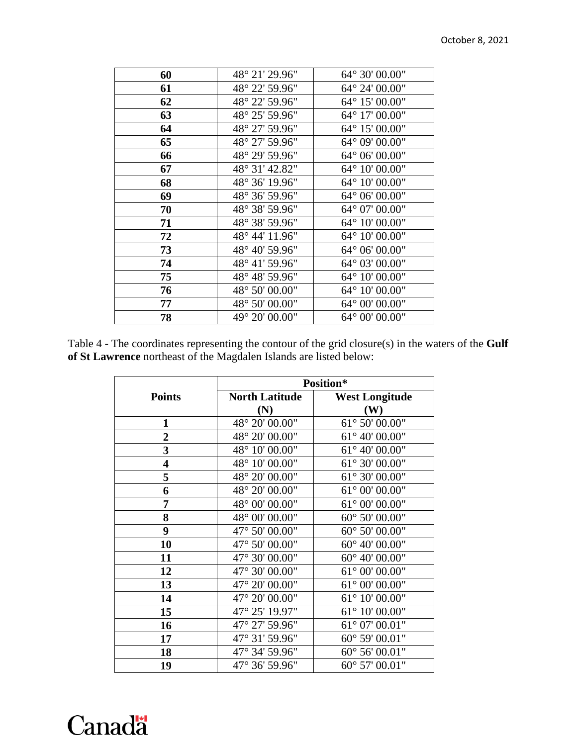| 60 | 48° 21' 29.96" | 64° 30' 00.00" |
|---|---|---|
| 61 | 48° 22' 59.96" | 64° 24' 00.00" |
| 62 | 48° 22' 59.96" | 64° 15' 00.00" |
| 63 | 48° 25' 59.96" | 64° 17' 00.00" |
| 64 | 48° 27' 59.96" | 64° 15' 00.00" |
| 65 | 48° 27' 59.96" | 64° 09' 00.00" |
| 66 | 48° 29' 59.96" | 64° 06' 00.00" |
| 67 | 48° 31' 42.82" | 64° 10' 00.00" |
| 68 | 48° 36' 19.96" | 64° 10' 00.00" |
| 69 | 48° 36' 59.96" | 64° 06' 00.00" |
| 70 | 48° 38' 59.96" | 64° 07' 00.00" |
| 71 | 48° 38' 59.96" | 64° 10' 00.00" |
| 72 | 48° 44' 11.96" | 64° 10' 00.00" |
| 73 | 48° 40' 59.96" | 64° 06' 00.00" |
| 74 | 48° 41' 59.96" | 64° 03' 00.00" |
| 75 | 48° 48' 59.96" | 64° 10' 00.00" |
| 76 | 48° 50' 00.00" | 64° 10' 00.00" |
| 77 | 48° 50' 00.00" | 64° 00' 00.00" |
| 78 | 49° 20' 00.00" | 64° 00' 00.00" |

Table 4 - The coordinates representing the contour of the grid closure(s) in the waters of the **Gulf of St Lawrence** northeast of the Magdalen Islands are listed below:

| Points | Position* | |
|---|---|---|
| | North Latitude (N) | West Longitude (W) |
| 1 | 48° 20' 00.00" | 61° 50' 00.00" |
| 2 | 48° 20' 00.00" | 61° 40' 00.00" |
| 3 | 48° 10' 00.00" | 61° 40' 00.00" |
| 4 | 48° 10' 00.00" | 61° 30' 00.00" |
| 5 | 48° 20' 00.00" | 61° 30' 00.00" |
| 6 | 48° 20' 00.00" | 61° 00' 00.00" |
| 7 | 48° 00' 00.00" | 61° 00' 00.00" |
| 8 | 48° 00' 00.00" | 60° 50' 00.00" |
| 9 | 47° 50' 00.00" | 60° 50' 00.00" |
| 10 | 47° 50' 00.00" | 60° 40' 00.00" |
| 11 | 47° 30' 00.00" | 60° 40' 00.00" |
| 12 | 47° 30' 00.00" | 61° 00' 00.00" |
| 13 | 47° 20' 00.00" | 61° 00' 00.00" |
| 14 | 47° 20' 00.00" | 61° 10' 00.00" |
| 15 | 47° 25' 19.97" | 61° 10' 00.00" |
| 16 | 47° 27' 59.96" | 61° 07' 00.01" |
| 17 | 47° 31' 59.96" | 60° 59' 00.01" |
| 18 | 47° 34' 59.96" | 60° 56' 00.01" |
| 19 | 47° 36' 59.96" | 60° 57' 00.01" |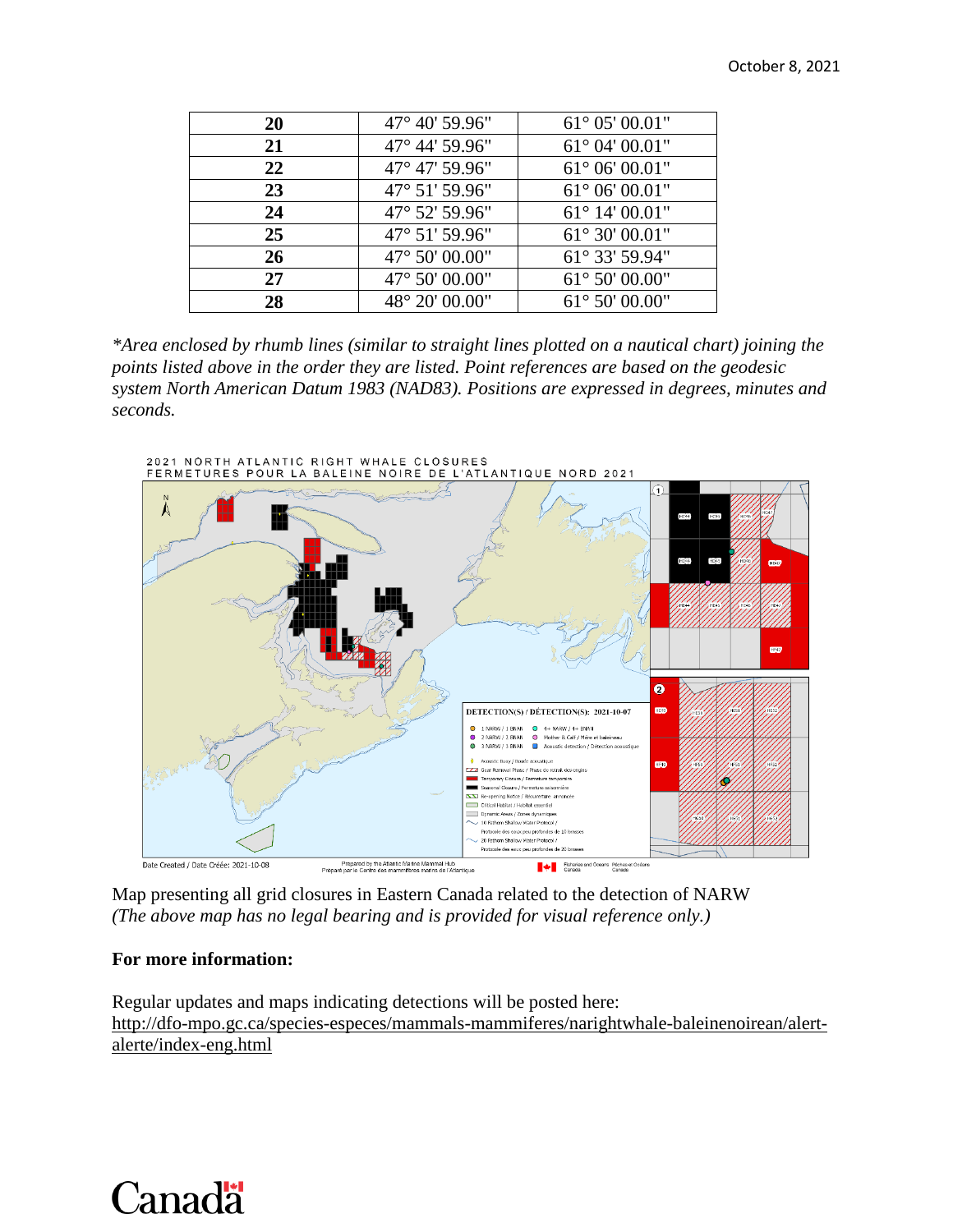| 20 | 47° 40' 59.96" | 61° 05' 00.01" |
|---|---|---|
| 21 | 47° 44' 59.96" | 61° 04' 00.01" |
| 22 | 47° 47' 59.96" | 61° 06' 00.01" |
| 23 | 47° 51' 59.96" | 61° 06' 00.01" |
| 24 | 47° 52' 59.96" | 61° 14' 00.01" |
| 25 | 47° 51' 59.96" | 61° 30' 00.01" |
| 26 | 47° 50' 00.00" | 61° 33' 59.94" |
| 27 | 47° 50' 00.00" | 61° 50' 00.00" |
| 28 | 48° 20' 00.00" | 61° 50' 00.00" |

*\*Area enclosed by rhumb lines (similar to straight lines plotted on a nautical chart) joining the points listed above in the order they are listed. Point references are based on the geodesic system North American Datum 1983 (NAD83). Positions are expressed in degrees, minutes and seconds.*

Map presenting all grid closures in Eastern Canada related to the detection of NARW
*(The above map has no legal bearing and is provided for visual reference only.)*

**For more information:**

Regular updates and maps indicating detections will be posted here:
http://dfo-mpo.gc.ca/species-especes/mammals-mammiferes/narightwhale-baleinenoirean/alert-alerte/index-eng.html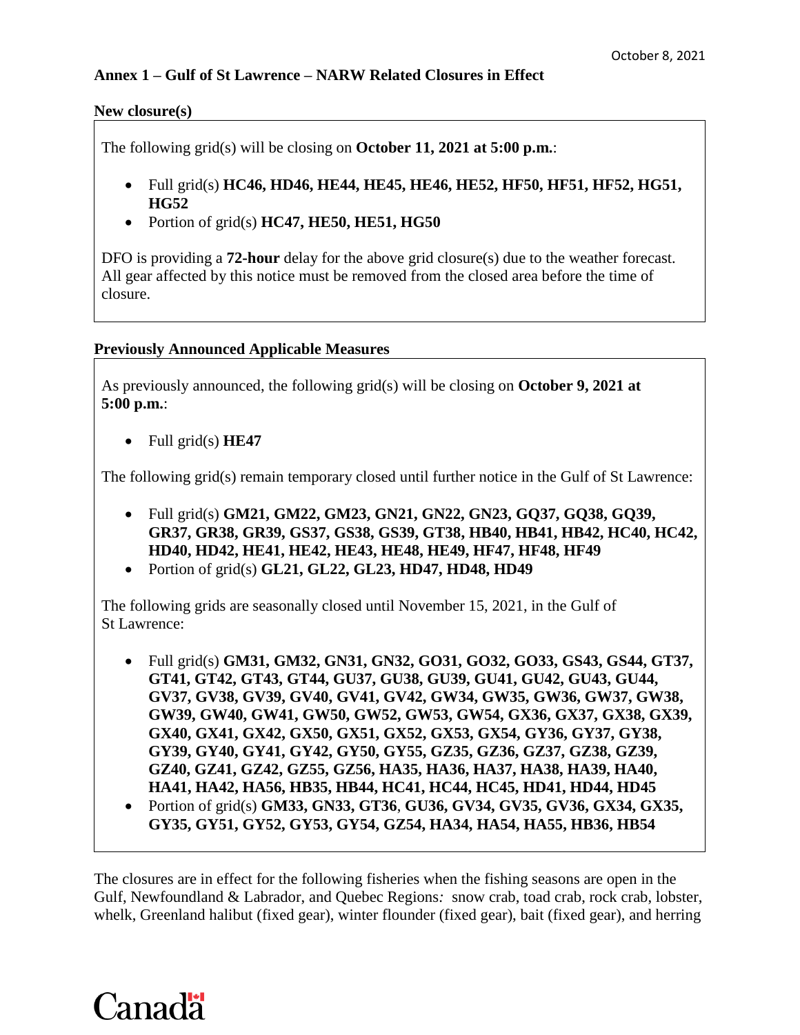October 8, 2021

**Annex 1 – Gulf of St Lawrence – NARW Related Closures in Effect**

**New closure(s)**

The following grid(s) will be closing on **October 11, 2021 at 5:00 p.m.**:

- Full grid(s) **HC46, HD46, HE44, HE45, HE46, HE52, HF50, HF51, HF52, HG51, HG52**
- Portion of grid(s) **HC47, HE50, HE51, HG50**

DFO is providing a **72-hour** delay for the above grid closure(s) due to the weather forecast. All gear affected by this notice must be removed from the closed area before the time of closure.

**Previously Announced Applicable Measures**

As previously announced, the following grid(s) will be closing on **October 9, 2021 at 5:00 p.m.**:

- Full grid(s) **HE47**

The following grid(s) remain temporary closed until further notice in the Gulf of St Lawrence:

- Full grid(s) **GM21, GM22, GM23, GN21, GN22, GN23, GQ37, GQ38, GQ39, GR37, GR38, GR39, GS37, GS38, GS39, GT38, HB40, HB41, HB42, HC40, HC42, HD40, HD42, HE41, HE42, HE43, HE48, HE49, HF47, HF48, HF49**
- Portion of grid(s) **GL21, GL22, GL23, HD47, HD48, HD49**

The following grids are seasonally closed until November 15, 2021, in the Gulf of St Lawrence:

- Full grid(s) **GM31, GM32, GN31, GN32, GO31, GO32, GO33, GS43, GS44, GT37, GT41, GT42, GT43, GT44, GU37, GU38, GU39, GU41, GU42, GU43, GU44, GV37, GV38, GV39, GV40, GV41, GV42, GW34, GW35, GW36, GW37, GW38, GW39, GW40, GW41, GW50, GW52, GW53, GW54, GX36, GX37, GX38, GX39, GX40, GX41, GX42, GX50, GX51, GX52, GX53, GX54, GY36, GY37, GY38, GY39, GY40, GY41, GY42, GY50, GY55, GZ35, GZ36, GZ37, GZ38, GZ39, GZ40, GZ41, GZ42, GZ55, GZ56, HA35, HA36, HA37, HA38, HA39, HA40, HA41, HA42, HA56, HB35, HB44, HC41, HC44, HC45, HD41, HD44, HD45**
- Portion of grid(s) **GM33, GN33, GT36**, **GU36, GV34, GV35, GV36, GX34, GX35, GY35, GY51, GY52, GY53, GY54, GZ54, HA34, HA54, HA55, HB36, HB54**

The closures are in effect for the following fisheries when the fishing seasons are open in the Gulf, Newfoundland & Labrador, and Quebec Regions*:* snow crab, toad crab, rock crab, lobster, whelk, Greenland halibut (fixed gear), winter flounder (fixed gear), bait (fixed gear), and herring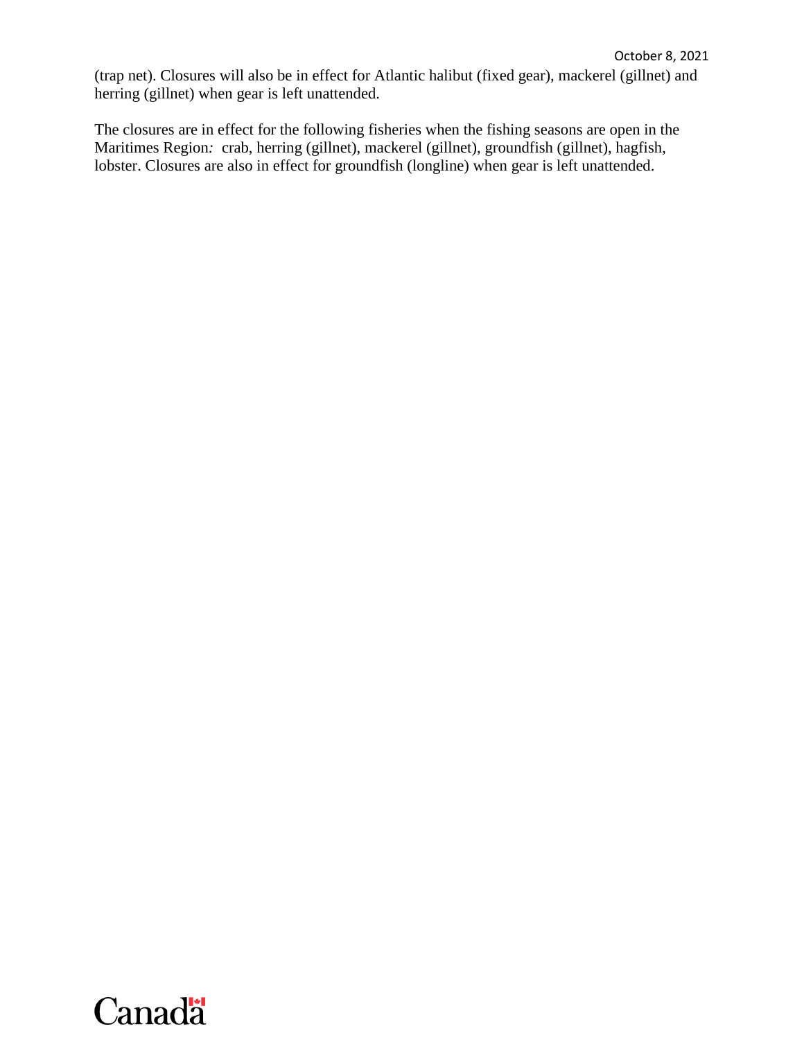(trap net). Closures will also be in effect for Atlantic halibut (fixed gear), mackerel (gillnet) and herring (gillnet) when gear is left unattended.

The closures are in effect for the following fisheries when the fishing seasons are open in the Maritimes Region*:* crab, herring (gillnet), mackerel (gillnet), groundfish (gillnet), hagfish, lobster. Closures are also in effect for groundfish (longline) when gear is left unattended.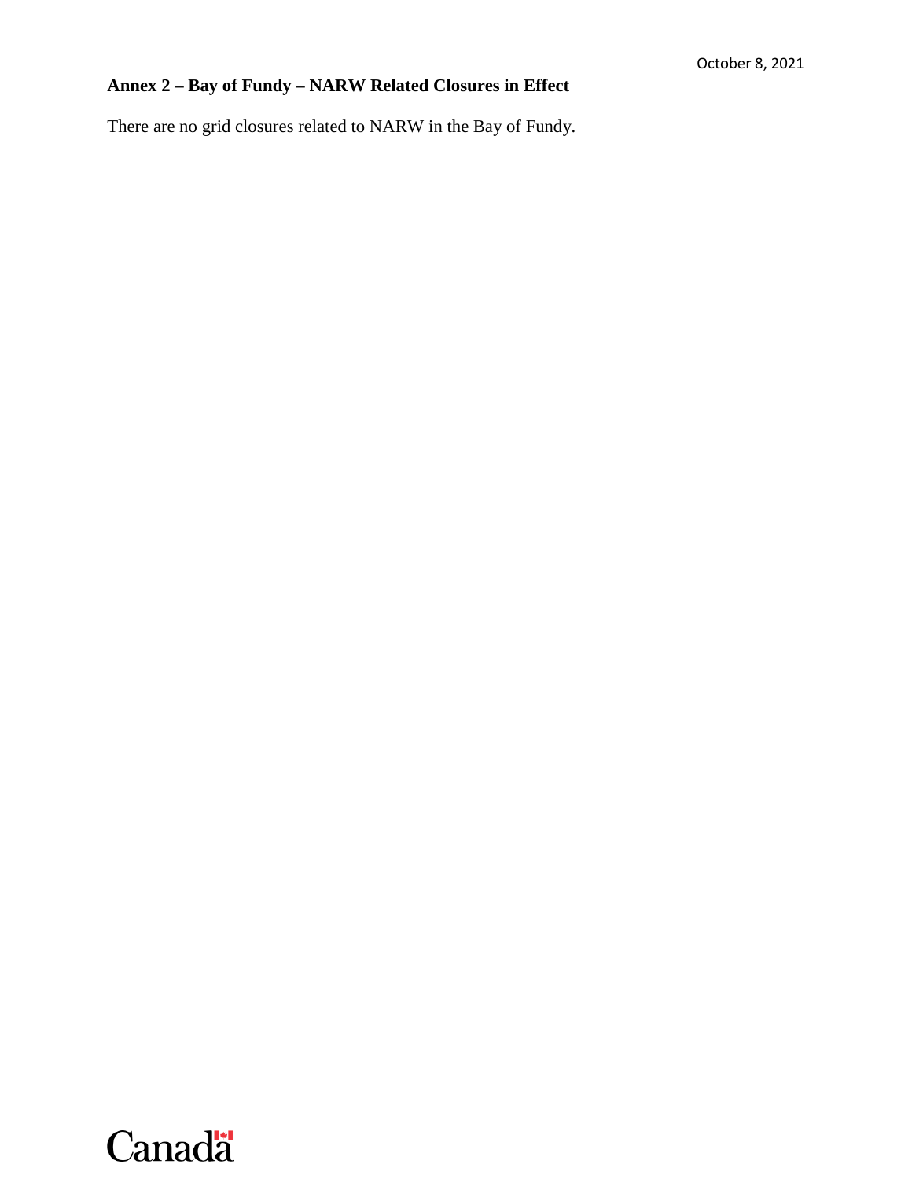October 8, 2021

## Annex 2 – Bay of Fundy – NARW Related Closures in Effect

There are no grid closures related to NARW in the Bay of Fundy.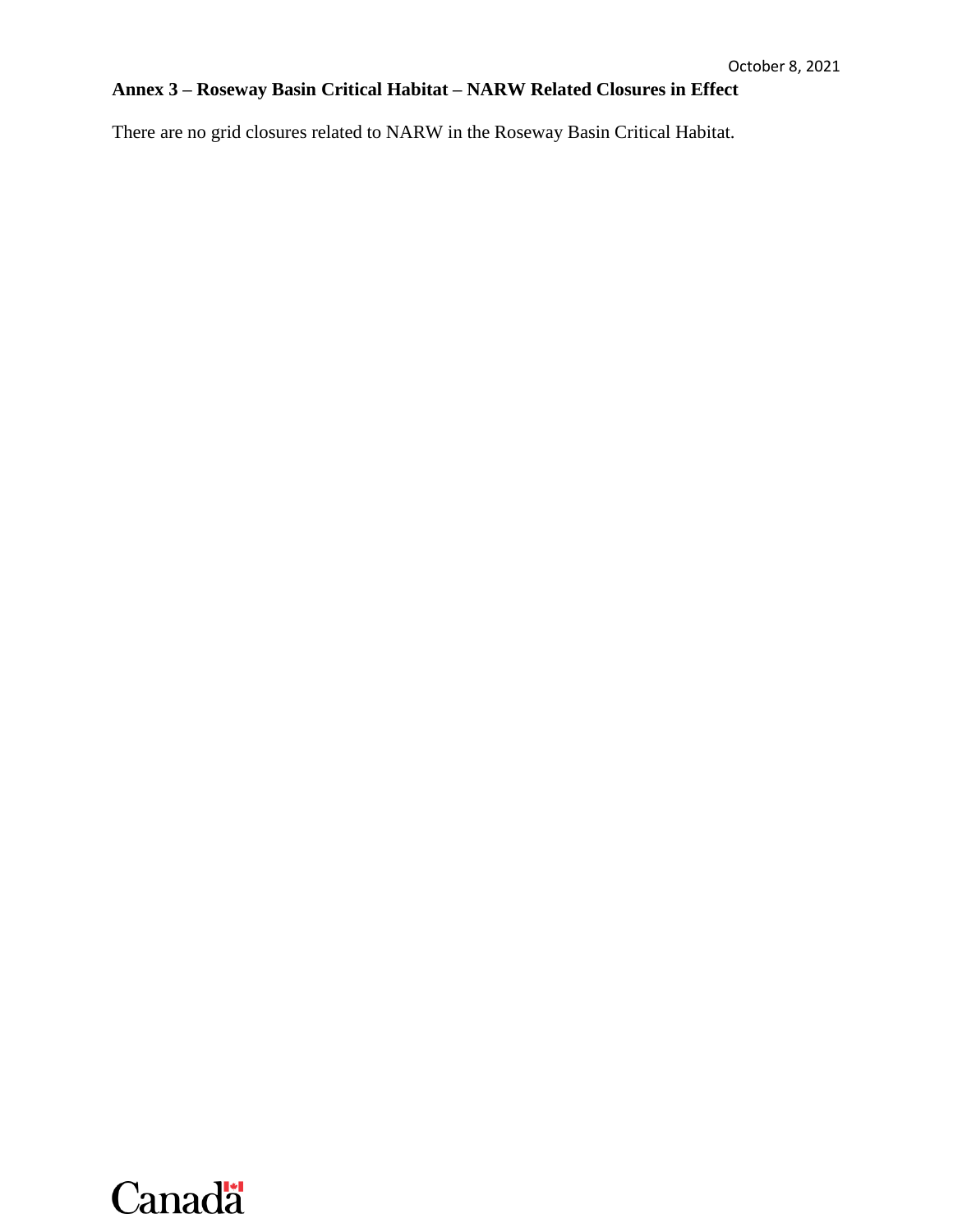October 8, 2021

## Annex 3 – Roseway Basin Critical Habitat – NARW Related Closures in Effect

There are no grid closures related to NARW in the Roseway Basin Critical Habitat.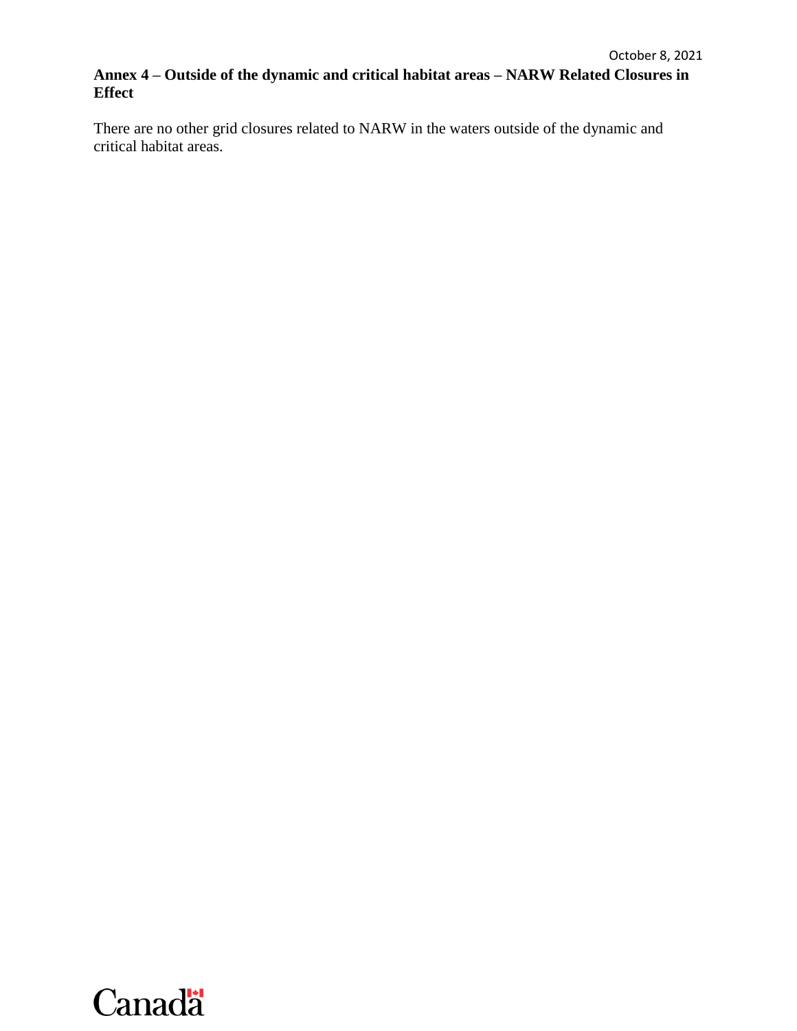October 8, 2021

**Annex 4 – Outside of the dynamic and critical habitat areas – NARW Related Closures in Effect**

There are no other grid closures related to NARW in the waters outside of the dynamic and critical habitat areas.